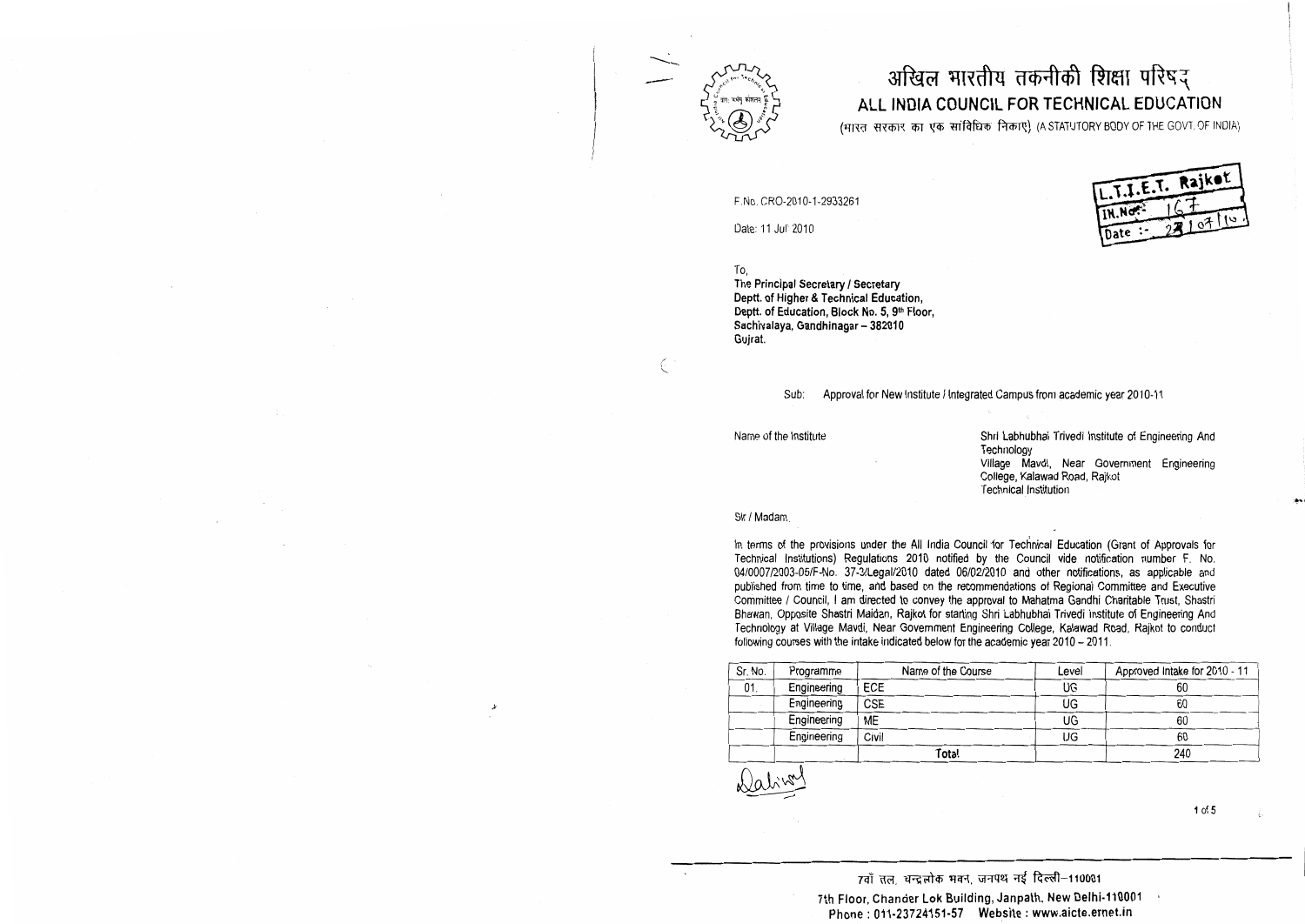# अखिल भारतीय तकनीकी शिक्षा परिषद्
## ALL INDIA COUNCIL FOR TECHNICAL EDUCATION

(भारत सरकार का एक सांविधिक निकाए) (A STATUTORY BODY OF THE GOVT. OF INDIA)

F.No. CRO-2010-1-2933261

Date: 11 Jul 2010

L.T.I.E.T. Rajkot
IN.No.: 167
Date : 23/07/10

To,
**The Principal Secretary / Secretary**
**Deptt. of Higher & Technical Education,**
**Deptt. of Education, Block No. 5, 9th Floor,**
**Sachivalaya, Gandhinagar – 382010**
**Gujrat.**

Sub: Approval for New Institute / Integrated Campus from academic year 2010-11

Name of the Institute: Shri Labhubhai Trivedi Institute of Engineering And Technology
Village Mavdi, Near Government Engineering College, Kalawad Road, Rajkot
Technical Institution

Sir / Madam,

In terms of the provisions under the All India Council for Technical Education (Grant of Approvals for Technical Institutions) Regulations 2010 notified by the Council vide notification number F. No. 04/0007/2003-05/F-No. 37-3/Legal/2010 dated 06/02/2010 and other notifications, as applicable and published from time to time, and based on the recommendations of Regional Committee and Executive Committee / Council, I am directed to convey the approval to Mahatma Gandhi Charitable Trust, Shastri Bhawan, Opposite Shastri Maidan, Rajkot for starting Shri Labhubhai Trivedi Institute of Engineering And Technology at Village Mavdi, Near Government Engineering College, Kalawad Road, Rajkot to conduct following courses with the intake indicated below for the academic year 2010 – 2011.

| Sr. No. | Programme | Name of the Course | Level | Approved Intake for 2010 - 11 |
|---|---|---|---|---|
| 01. | Engineering | ECE | UG | 60 |
| | Engineering | CSE | UG | 60 |
| | Engineering | ME | UG | 60 |
| | Engineering | Civil | UG | 60 |
| | | Total | | 240 |

7वाँ तल, चन्द्रलोक भवन, जनपथ नई दिल्ली–110001
7th Floor, Chander Lok Building, Janpath, New Delhi-110001
Phone : 011-23724151-57 Website : www.aicte.ernet.in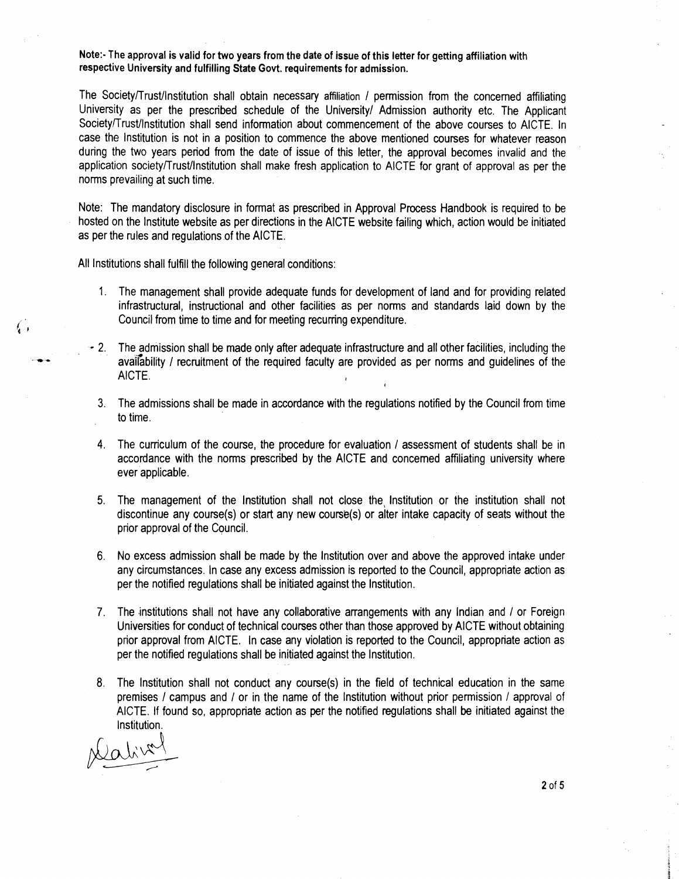**Note:- The approval is valid for two years from the date of issue of this letter for getting affiliation with respective University and fulfilling State Govt. requirements for admission.**

The Society/Trust/Institution shall obtain necessary affiliation / permission from the concerned affiliating University as per the prescribed schedule of the University/ Admission authority etc. The Applicant Society/Trust/Institution shall send information about commencement of the above courses to AICTE. In case the Institution is not in a position to commence the above mentioned courses for whatever reason during the two years period from the date of issue of this letter, the approval becomes invalid and the application society/Trust/Institution shall make fresh application to AICTE for grant of approval as per the norms prevailing at such time.

Note: The mandatory disclosure in format as prescribed in Approval Process Handbook is required to be hosted on the Institute website as per directions in the AICTE website failing which, action would be initiated as per the rules and regulations of the AICTE.

All Institutions shall fulfill the following general conditions:

1. The management shall provide adequate funds for development of land and for providing related infrastructural, instructional and other facilities as per norms and standards laid down by the Council from time to time and for meeting recurring expenditure.

2. The admission shall be made only after adequate infrastructure and all other facilities, including the availability / recruitment of the required faculty are provided as per norms and guidelines of the AICTE.

3. The admissions shall be made in accordance with the regulations notified by the Council from time to time.

4. The curriculum of the course, the procedure for evaluation / assessment of students shall be in accordance with the norms prescribed by the AICTE and concerned affiliating university where ever applicable.

5. The management of the Institution shall not close the Institution or the institution shall not discontinue any course(s) or start any new course(s) or alter intake capacity of seats without the prior approval of the Council.

6. No excess admission shall be made by the Institution over and above the approved intake under any circumstances. In case any excess admission is reported to the Council, appropriate action as per the notified regulations shall be initiated against the Institution.

7. The institutions shall not have any collaborative arrangements with any Indian and / or Foreign Universities for conduct of technical courses other than those approved by AICTE without obtaining prior approval from AICTE. In case any violation is reported to the Council, appropriate action as per the notified regulations shall be initiated against the Institution.

8. The Institution shall not conduct any course(s) in the field of technical education in the same premises / campus and / or in the name of the Institution without prior permission / approval of AICTE. If found so, appropriate action as per the notified regulations shall be initiated against the Institution.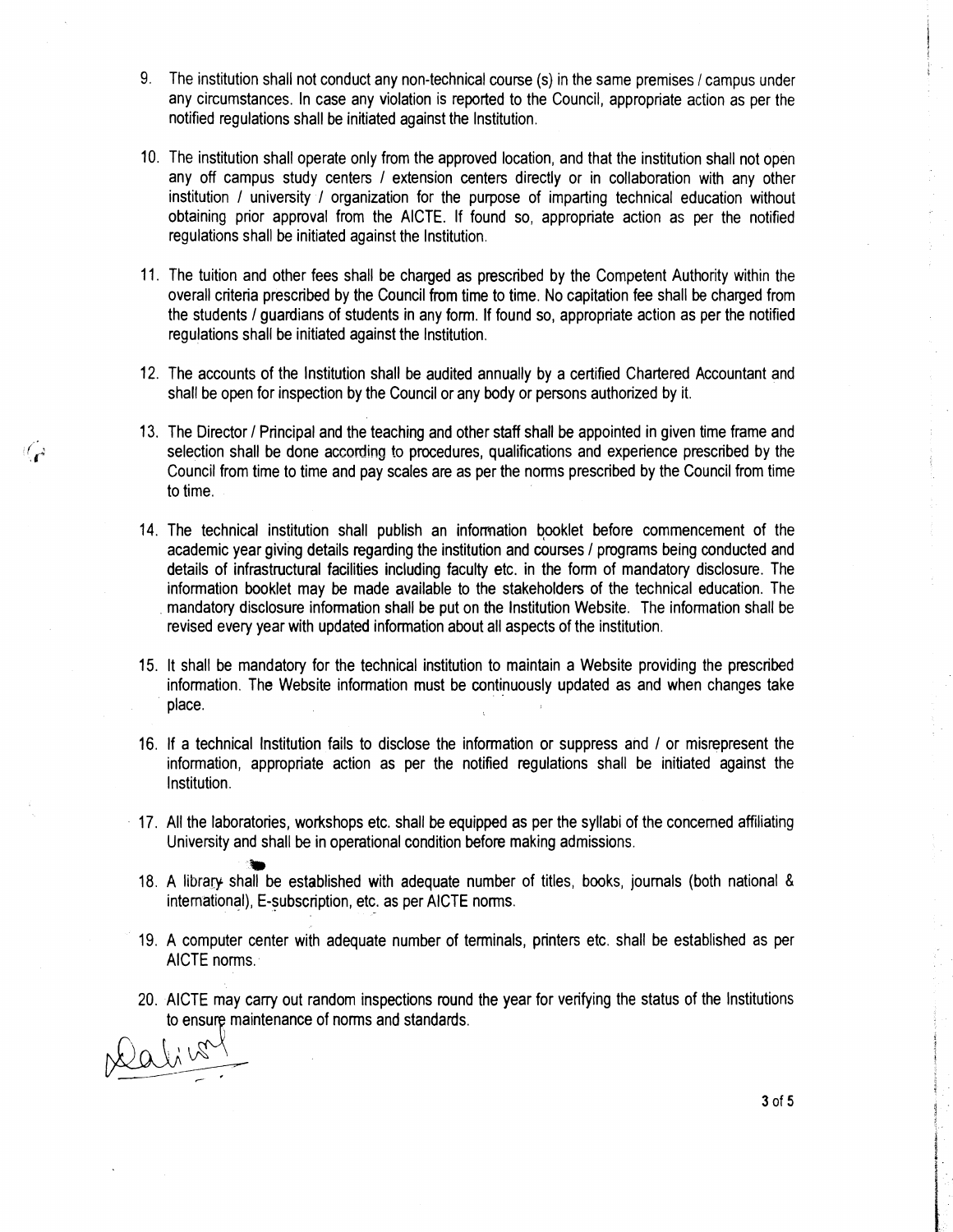9. The institution shall not conduct any non-technical course (s) in the same premises / campus under any circumstances. In case any violation is reported to the Council, appropriate action as per the notified regulations shall be initiated against the Institution.

10. The institution shall operate only from the approved location, and that the institution shall not open any off campus study centers / extension centers directly or in collaboration with any other institution / university / organization for the purpose of imparting technical education without obtaining prior approval from the AICTE. If found so, appropriate action as per the notified regulations shall be initiated against the Institution.

11. The tuition and other fees shall be charged as prescribed by the Competent Authority within the overall criteria prescribed by the Council from time to time. No capitation fee shall be charged from the students / guardians of students in any form. If found so, appropriate action as per the notified regulations shall be initiated against the Institution.

12. The accounts of the Institution shall be audited annually by a certified Chartered Accountant and shall be open for inspection by the Council or any body or persons authorized by it.

13. The Director / Principal and the teaching and other staff shall be appointed in given time frame and selection shall be done according to procedures, qualifications and experience prescribed by the Council from time to time and pay scales are as per the norms prescribed by the Council from time to time.

14. The technical institution shall publish an information booklet before commencement of the academic year giving details regarding the institution and courses / programs being conducted and details of infrastructural facilities including faculty etc. in the form of mandatory disclosure. The information booklet may be made available to the stakeholders of the technical education. The mandatory disclosure information shall be put on the Institution Website. The information shall be revised every year with updated information about all aspects of the institution.

15. It shall be mandatory for the technical institution to maintain a Website providing the prescribed information. The Website information must be continuously updated as and when changes take place.

16. If a technical Institution fails to disclose the information or suppress and / or misrepresent the information, appropriate action as per the notified regulations shall be initiated against the Institution.

17. All the laboratories, workshops etc. shall be equipped as per the syllabi of the concerned affiliating University and shall be in operational condition before making admissions.

18. A library shall be established with adequate number of titles, books, journals (both national & international), E-subscription, etc. as per AICTE norms.

19. A computer center with adequate number of terminals, printers etc. shall be established as per AICTE norms.

20. AICTE may carry out random inspections round the year for verifying the status of the Institutions to ensure maintenance of norms and standards.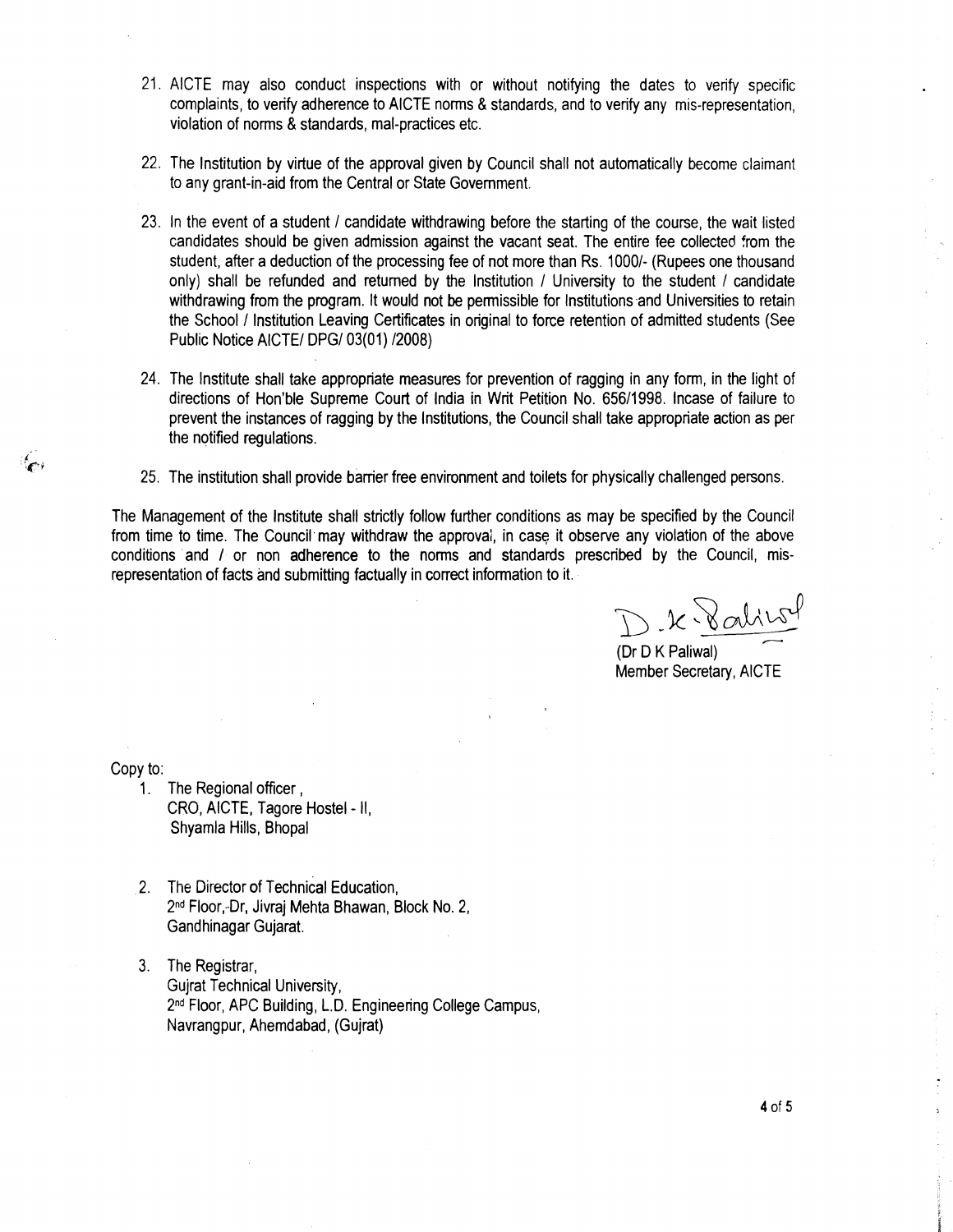21. AICTE may also conduct inspections with or without notifying the dates to verify specific complaints, to verify adherence to AICTE norms & standards, and to verify any mis-representation, violation of norms & standards, mal-practices etc.

22. The Institution by virtue of the approval given by Council shall not automatically become claimant to any grant-in-aid from the Central or State Government.

23. In the event of a student / candidate withdrawing before the starting of the course, the wait listed candidates should be given admission against the vacant seat. The entire fee collected from the student, after a deduction of the processing fee of not more than Rs. 1000/- (Rupees one thousand only) shall be refunded and returned by the Institution / University to the student / candidate withdrawing from the program. It would not be permissible for Institutions and Universities to retain the School / Institution Leaving Certificates in original to force retention of admitted students (See Public Notice AICTE/ DPG/ 03(01) /2008)

24. The Institute shall take appropriate measures for prevention of ragging in any form, in the light of directions of Hon'ble Supreme Court of India in Writ Petition No. 656/1998. Incase of failure to prevent the instances of ragging by the Institutions, the Council shall take appropriate action as per the notified regulations.

25. The institution shall provide barrier free environment and toilets for physically challenged persons.

The Management of the Institute shall strictly follow further conditions as may be specified by the Council from time to time. The Council may withdraw the approval, in case it observe any violation of the above conditions and / or non adherence to the norms and standards prescribed by the Council, mis-representation of facts and submitting factually in correct information to it.

D. K. Paliwal

(Dr D K Paliwal)
Member Secretary, AICTE

Copy to:

1. The Regional officer,
   CRO, AICTE, Tagore Hostel - II,
   Shyamla Hills, Bhopal

2. The Director of Technical Education,
   2nd Floor, Dr, Jivraj Mehta Bhawan, Block No. 2,
   Gandhinagar Gujarat.

3. The Registrar,
   Gujrat Technical University,
   2nd Floor, APC Building, L.D. Engineering College Campus,
   Navrangpur, Ahemdabad, (Gujrat)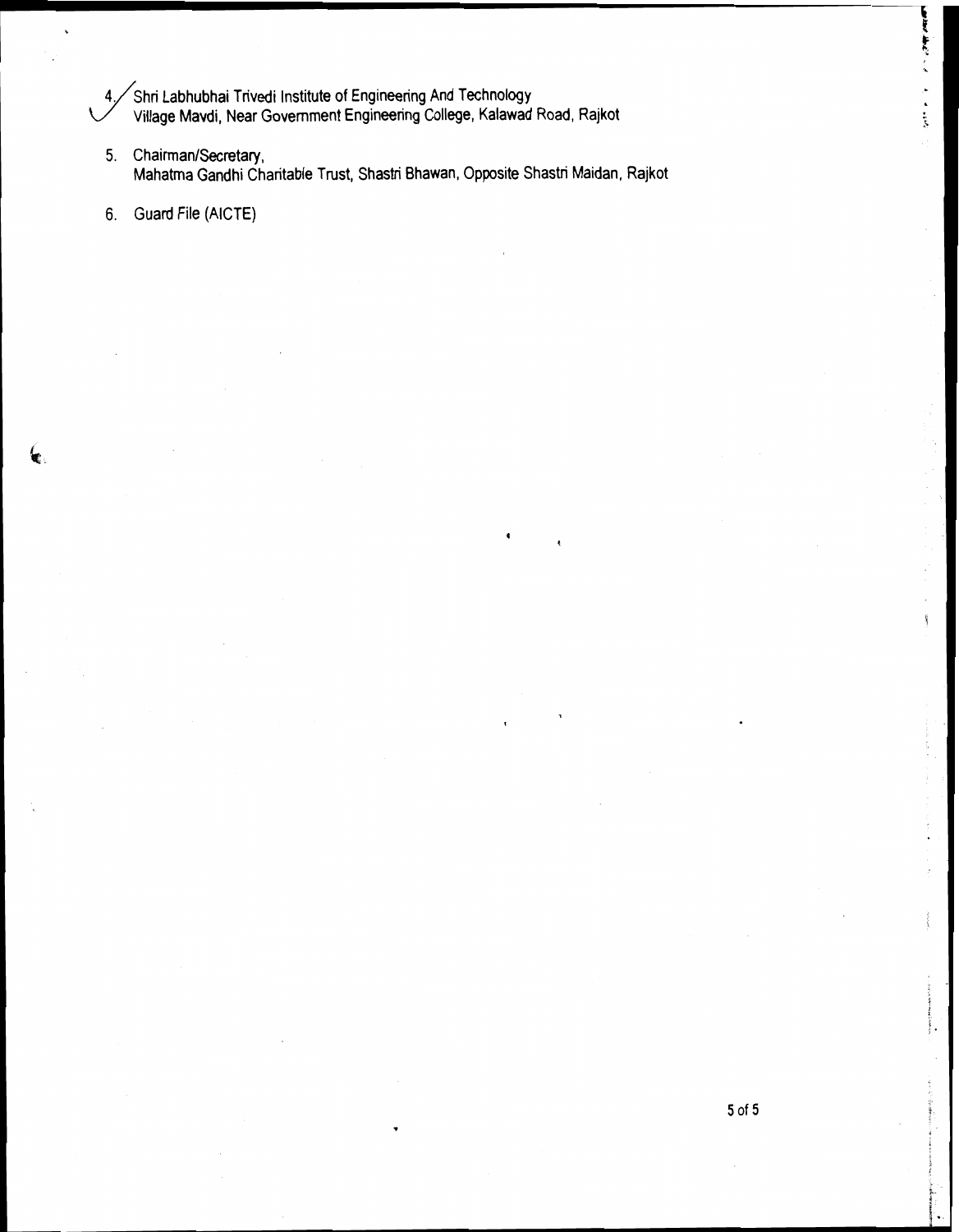4. Shri Labhubhai Trivedi Institute of Engineering And Technology
   Village Mavdi, Near Government Engineering College, Kalawad Road, Rajkot

5. Chairman/Secretary,
   Mahatma Gandhi Charitable Trust, Shastri Bhawan, Opposite Shastri Maidan, Rajkot

6. Guard File (AICTE)